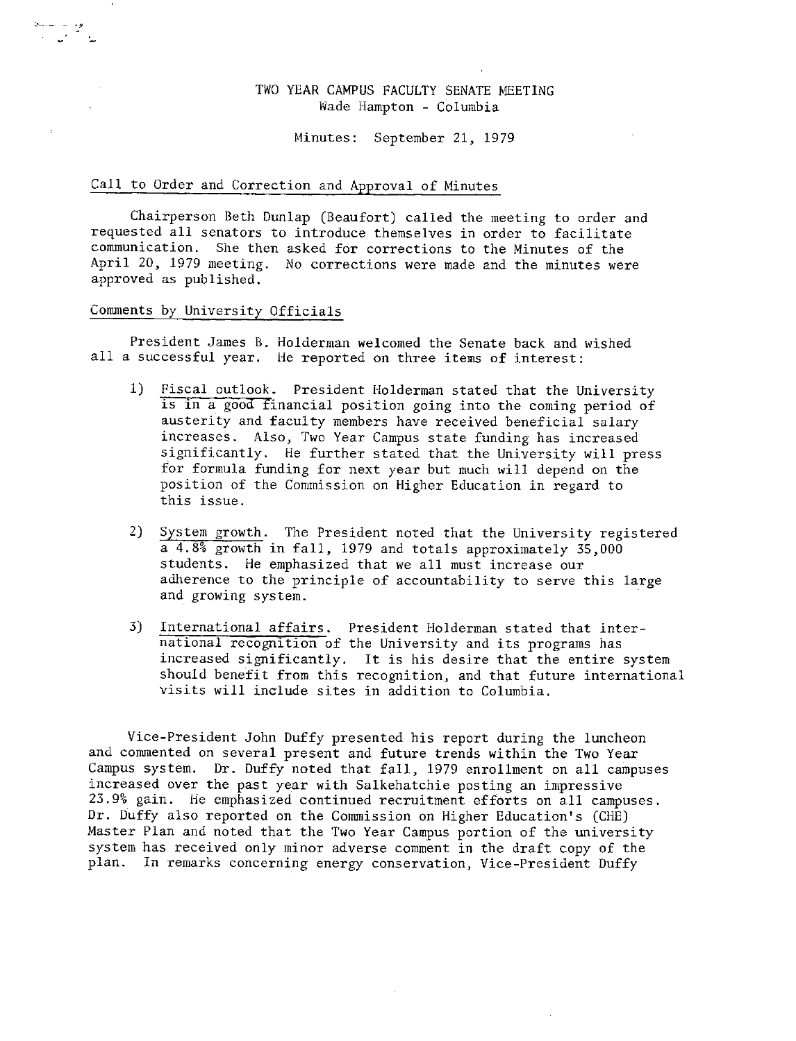# TWO YEAR CAMPUS FACULTY SENATE MEETING

Wade Hampton - Columbia

Minutes: September 21, 1979

## Call to Order and Correction and Approval of Minutes

Chairperson Beth Dunlap (Beaufort) called the meeting to order and requested all senators to introduce themselves in order to facilitate communication. She then asked for corrections to the Minutes of the April 20, 1979 meeting. No corrections were made and the minutes were approved as published.

## Comments by University Officials

President James B. Holderman welcomed the Senate back and wished all a successful year. He reported on three items of interest:

1) Fiscal outlook. President Holderman stated that the University is in a good financial position going into the coming period of austerity and faculty members have received beneficial salary increases. Also, Two Year Campus state funding has increased significantly. He further stated that the University will press for formula funding for next year but much will depend on the position of the Commission on Higher Education in regard to this issue.

2) System growth. The President noted that the University registered a 4.8% growth in fall, 1979 and totals approximately 35,000 students. He emphasized that we all must increase our adherence to the principle of accountability to serve this large and growing system.

3) International affairs. President Holderman stated that international recognition of the University and its programs has increased significantly. It is his desire that the entire system should benefit from this recognition, and that future international visits will include sites in addition to Columbia.

Vice-President John Duffy presented his report during the luncheon and commented on several present and future trends within the Two Year Campus system. Dr. Duffy noted that fall, 1979 enrollment on all campuses increased over the past year with Salkehatchie posting an impressive 23.9% gain. He emphasized continued recruitment efforts on all campuses. Dr. Duffy also reported on the Commission on Higher Education's (CHE) Master Plan and noted that the Two Year Campus portion of the university system has received only minor adverse comment in the draft copy of the plan. In remarks concerning energy conservation, Vice-President Duffy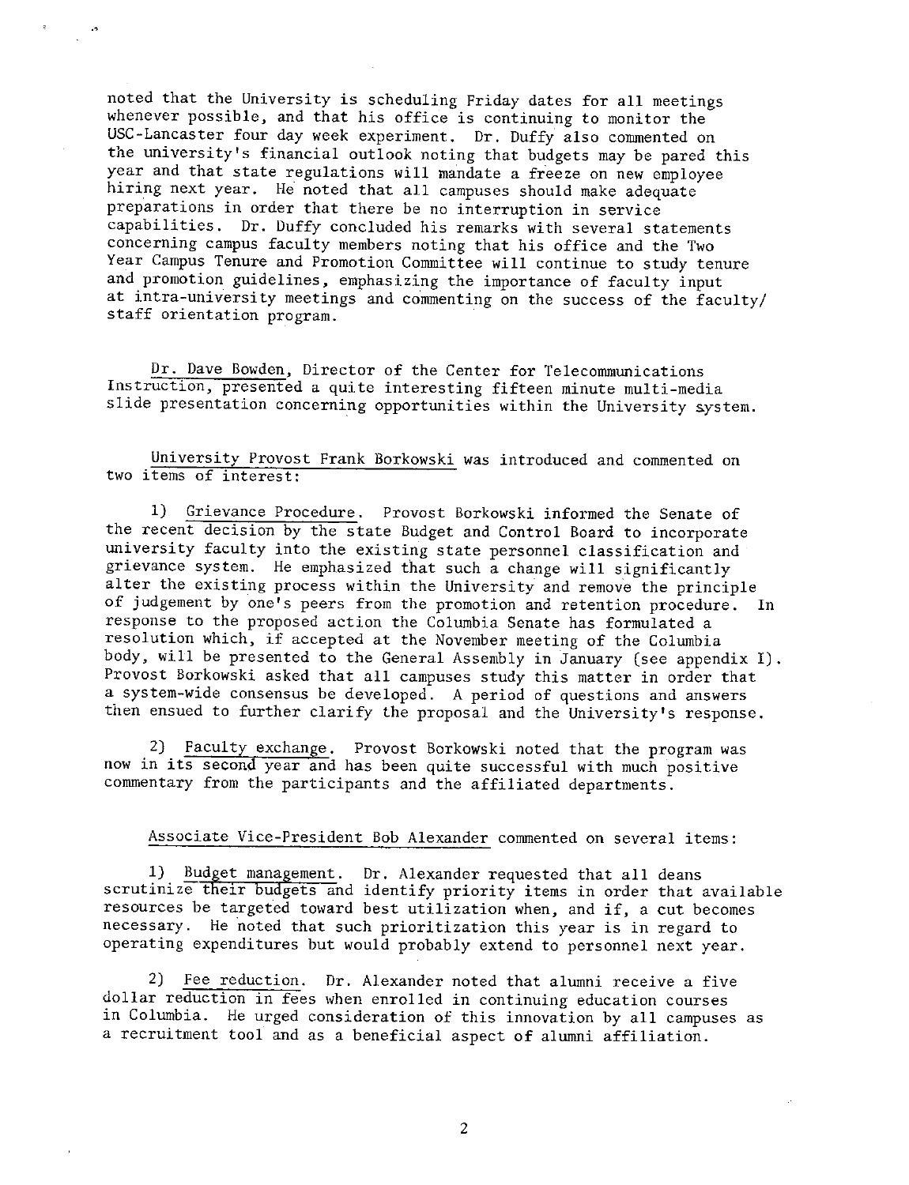noted that the University is scheduling Friday dates for all meetings whenever possible, and that his office is continuing to monitor the USC-Lancaster four day week experiment. Dr. Duffy also commented on the university's financial outlook noting that budgets may be pared this year and that state regulations will mandate a freeze on new employee hiring next year. He noted that all campuses should make adequate preparations in order that there be no interruption in service capabilities. Dr. Duffy concluded his remarks with several statements concerning campus faculty members noting that his office and the Two Year Campus Tenure and Promotion Committee will continue to study tenure and promotion guidelines, emphasizing the importance of faculty input at intra-university meetings and commenting on the success of the faculty/staff orientation program.

Dr. Dave Bowden, Director of the Center for Telecommunications Instruction, presented a quite interesting fifteen minute multi-media slide presentation concerning opportunities within the University system.

University Provost Frank Borkowski was introduced and commented on two items of interest:

1) Grievance Procedure. Provost Borkowski informed the Senate of the recent decision by the state Budget and Control Board to incorporate university faculty into the existing state personnel classification and grievance system. He emphasized that such a change will significantly alter the existing process within the University and remove the principle of judgement by one's peers from the promotion and retention procedure. In response to the proposed action the Columbia Senate has formulated a resolution which, if accepted at the November meeting of the Columbia body, will be presented to the General Assembly in January (see appendix I). Provost Borkowski asked that all campuses study this matter in order that a system-wide consensus be developed. A period of questions and answers then ensued to further clarify the proposal and the University's response.

2) Faculty exchange. Provost Borkowski noted that the program was now in its second year and has been quite successful with much positive commentary from the participants and the affiliated departments.

Associate Vice-President Bob Alexander commented on several items:

1) Budget management. Dr. Alexander requested that all deans scrutinize their budgets and identify priority items in order that available resources be targeted toward best utilization when, and if, a cut becomes necessary. He noted that such prioritization this year is in regard to operating expenditures but would probably extend to personnel next year.

2) Fee reduction. Dr. Alexander noted that alumni receive a five dollar reduction in fees when enrolled in continuing education courses in Columbia. He urged consideration of this innovation by all campuses as a recruitment tool and as a beneficial aspect of alumni affiliation.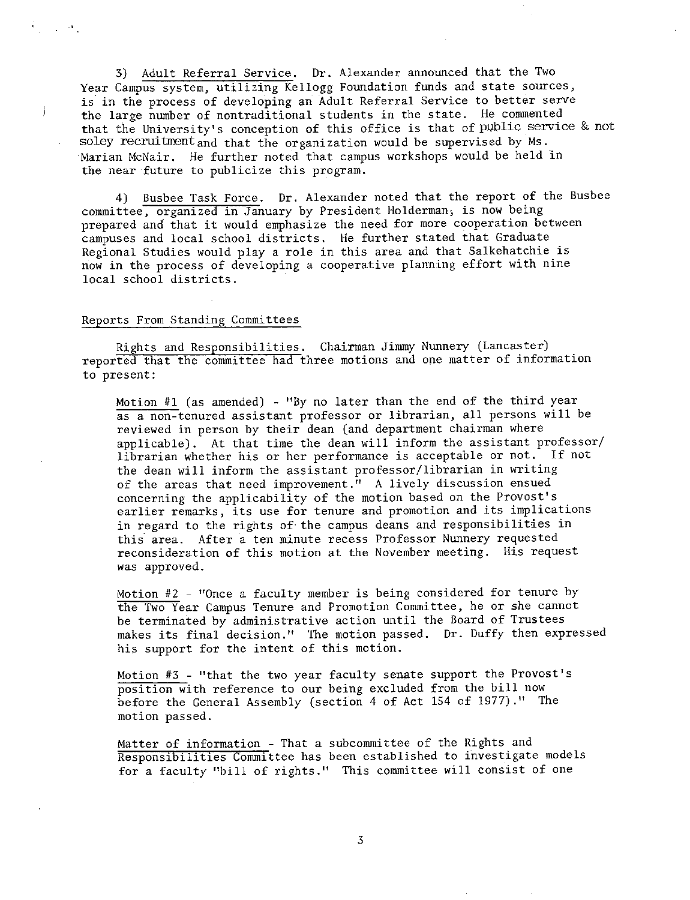3) Adult Referral Service. Dr. Alexander announced that the Two Year Campus system, utilizing Kellogg Foundation funds and state sources, is in the process of developing an Adult Referral Service to better serve the large number of nontraditional students in the state. He commented that the University's conception of this office is that of public service & not soley recruitment and that the organization would be supervised by Ms. Marian McNair. He further noted that campus workshops would be held in the near future to publicize this program.

4) Busbee Task Force. Dr. Alexander noted that the report of the Busbee committee, organized in January by President Holderman, is now being prepared and that it would emphasize the need for more cooperation between campuses and local school districts. He further stated that Graduate Regional Studies would play a role in this area and that Salkehatchie is now in the process of developing a cooperative planning effort with nine local school districts.

Reports From Standing Committees

Rights and Responsibilities. Chairman Jimmy Nunnery (Lancaster) reported that the committee had three motions and one matter of information to present:

Motion #1 (as amended) - "By no later than the end of the third year as a non-tenured assistant professor or librarian, all persons will be reviewed in person by their dean (and department chairman where applicable). At that time the dean will inform the assistant professor/librarian whether his or her performance is acceptable or not. If not the dean will inform the assistant professor/librarian in writing of the areas that need improvement." A lively discussion ensued concerning the applicability of the motion based on the Provost's earlier remarks, its use for tenure and promotion and its implications in regard to the rights of the campus deans and responsibilities in this area. After a ten minute recess Professor Nunnery requested reconsideration of this motion at the November meeting. His request was approved.

Motion #2 - "Once a faculty member is being considered for tenure by the Two Year Campus Tenure and Promotion Committee, he or she cannot be terminated by administrative action until the Board of Trustees makes its final decision." The motion passed. Dr. Duffy then expressed his support for the intent of this motion.

Motion #3 - "that the two year faculty senate support the Provost's position with reference to our being excluded from the bill now before the General Assembly (section 4 of Act 154 of 1977)." The motion passed.

Matter of information - That a subcommittee of the Rights and Responsibilities Committee has been established to investigate models for a faculty "bill of rights." This committee will consist of one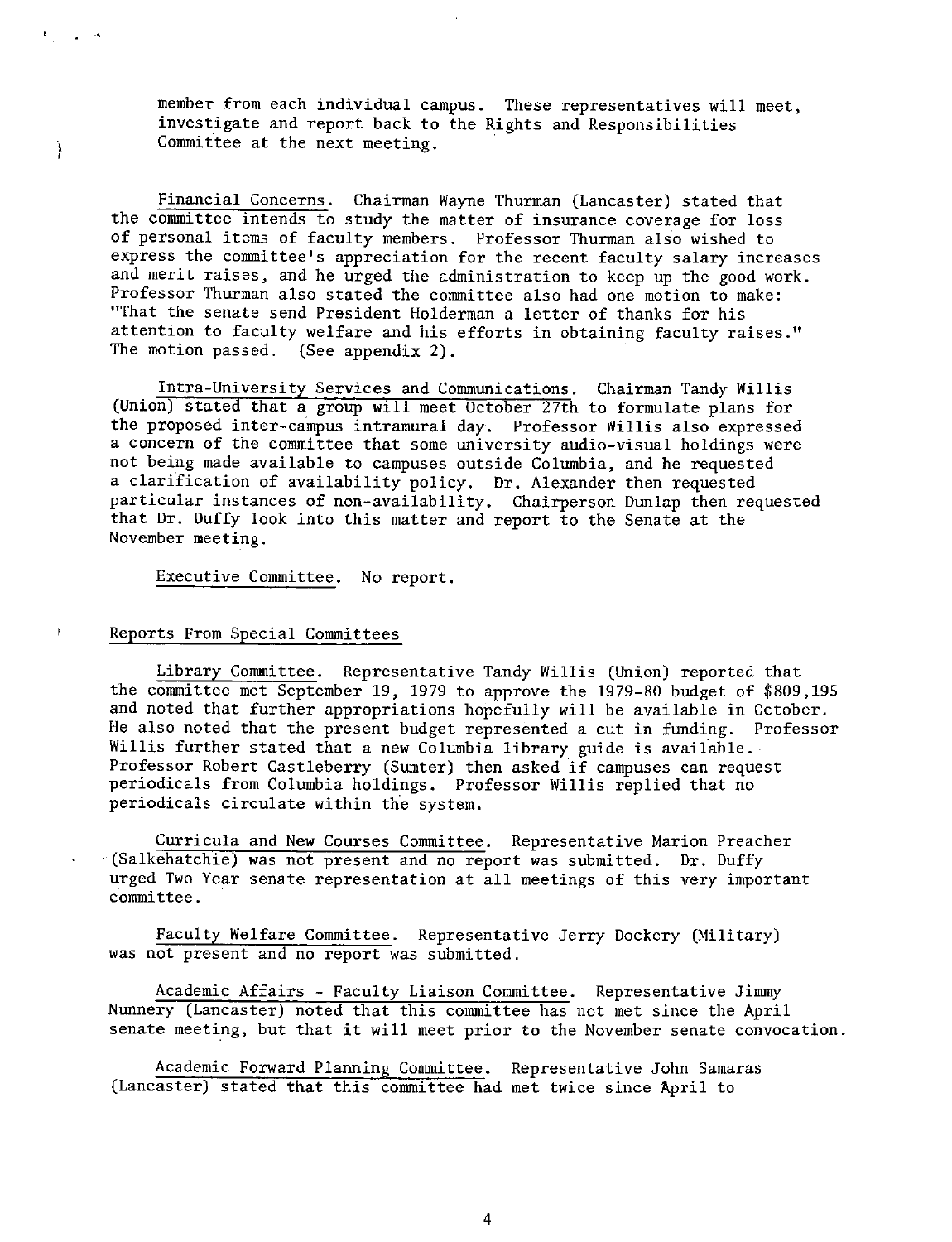member from each individual campus. These representatives will meet, investigate and report back to the Rights and Responsibilities Committee at the next meeting.

Financial Concerns. Chairman Wayne Thurman (Lancaster) stated that the committee intends to study the matter of insurance coverage for loss of personal items of faculty members. Professor Thurman also wished to express the committee's appreciation for the recent faculty salary increases and merit raises, and he urged the administration to keep up the good work. Professor Thurman also stated the committee also had one motion to make: "That the senate send President Holderman a letter of thanks for his attention to faculty welfare and his efforts in obtaining faculty raises." The motion passed. (See appendix 2).

Intra-University Services and Communications. Chairman Tandy Willis (Union) stated that a group will meet October 27th to formulate plans for the proposed inter-campus intramural day. Professor Willis also expressed a concern of the committee that some university audio-visual holdings were not being made available to campuses outside Columbia, and he requested a clarification of availability policy. Dr. Alexander then requested particular instances of non-availability. Chairperson Dunlap then requested that Dr. Duffy look into this matter and report to the Senate at the November meeting.

Executive Committee. No report.

## Reports From Special Committees

Library Committee. Representative Tandy Willis (Union) reported that the committee met September 19, 1979 to approve the 1979-80 budget of $809,195 and noted that further appropriations hopefully will be available in October. He also noted that the present budget represented a cut in funding. Professor Willis further stated that a new Columbia library guide is available. Professor Robert Castleberry (Sumter) then asked if campuses can request periodicals from Columbia holdings. Professor Willis replied that no periodicals circulate within the system.

Curricula and New Courses Committee. Representative Marion Preacher (Salkehatchie) was not present and no report was submitted. Dr. Duffy urged Two Year senate representation at all meetings of this very important committee.

Faculty Welfare Committee. Representative Jerry Dockery (Military) was not present and no report was submitted.

Academic Affairs - Faculty Liaison Committee. Representative Jimmy Nunnery (Lancaster) noted that this committee has not met since the April senate meeting, but that it will meet prior to the November senate convocation.

Academic Forward Planning Committee. Representative John Samaras (Lancaster) stated that this committee had met twice since April to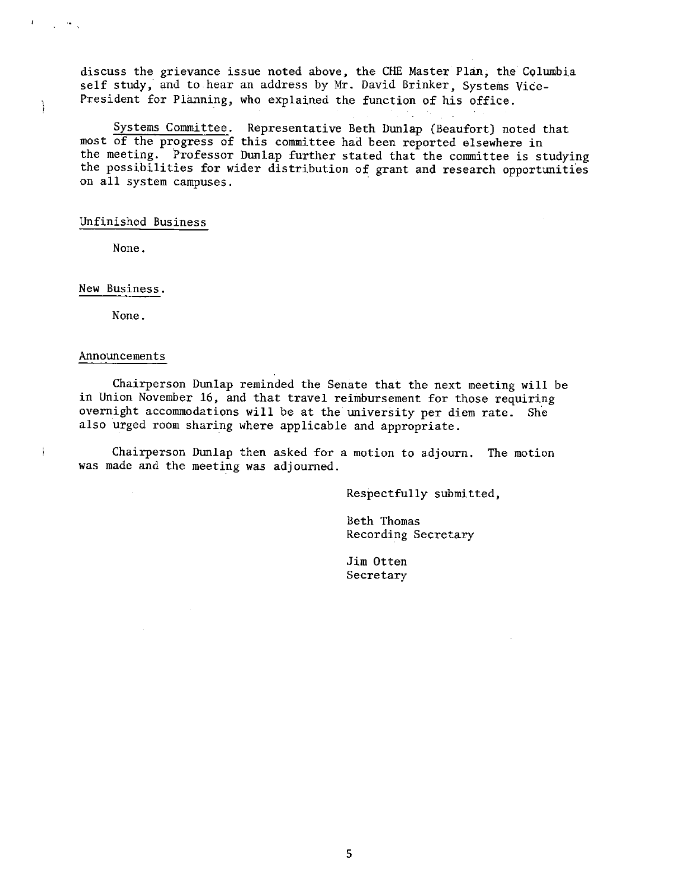discuss the grievance issue noted above, the CHE Master Plan, the Columbia self study, and to hear an address by Mr. David Brinker, Systems Vice-President for Planning, who explained the function of his office.

Systems Committee. Representative Beth Dunlap (Beaufort) noted that most of the progress of this committee had been reported elsewhere in the meeting. Professor Dunlap further stated that the committee is studying the possibilities for wider distribution of grant and research opportunities on all system campuses.

## Unfinished Business

None.

## New Business.

None.

## Announcements

Chairperson Dunlap reminded the Senate that the next meeting will be in Union November 16, and that travel reimbursement for those requiring overnight accommodations will be at the university per diem rate. She also urged room sharing where applicable and appropriate.

Chairperson Dunlap then asked for a motion to adjourn. The motion was made and the meeting was adjourned.

Respectfully submitted,

Beth Thomas
Recording Secretary

Jim Otten
Secretary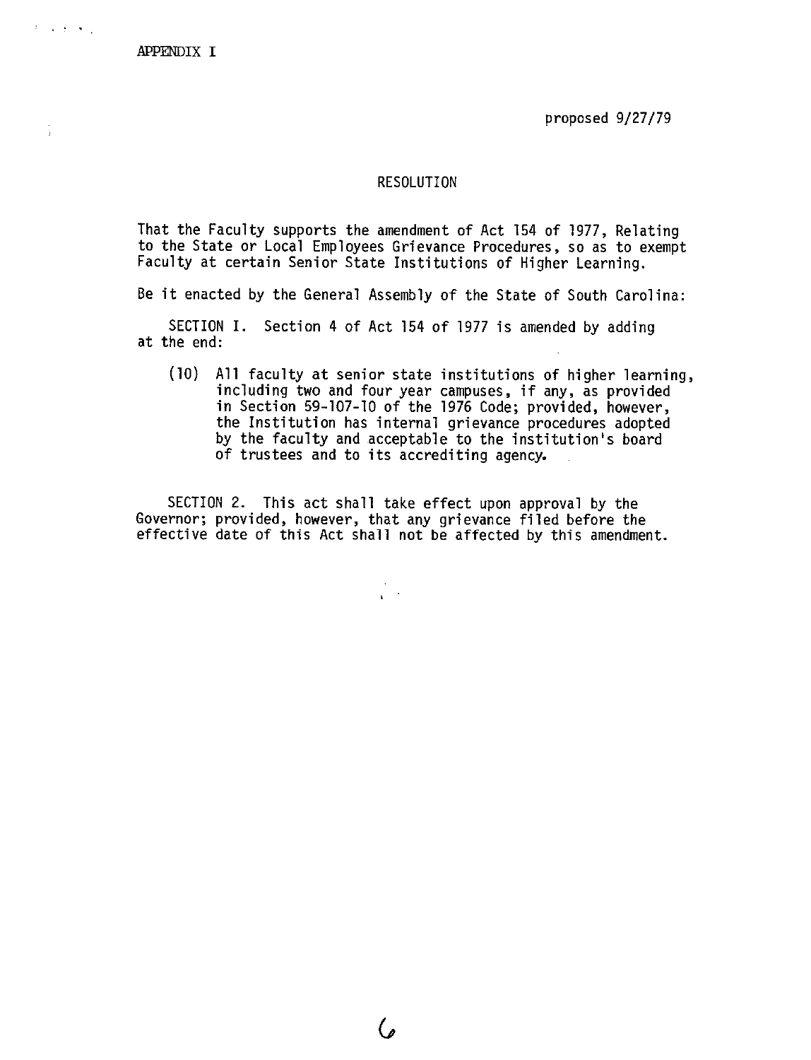APPENDIX I

proposed 9/27/79

## RESOLUTION

That the Faculty supports the amendment of Act 154 of 1977, Relating to the State or Local Employees Grievance Procedures, so as to exempt Faculty at certain Senior State Institutions of Higher Learning.

Be it enacted by the General Assembly of the State of South Carolina:

SECTION I. Section 4 of Act 154 of 1977 is amended by adding at the end:

(10) All faculty at senior state institutions of higher learning, including two and four year campuses, if any, as provided in Section 59-107-10 of the 1976 Code; provided, however, the Institution has internal grievance procedures adopted by the faculty and acceptable to the institution's board of trustees and to its accrediting agency.

SECTION 2. This act shall take effect upon approval by the Governor; provided, however, that any grievance filed before the effective date of this Act shall not be affected by this amendment.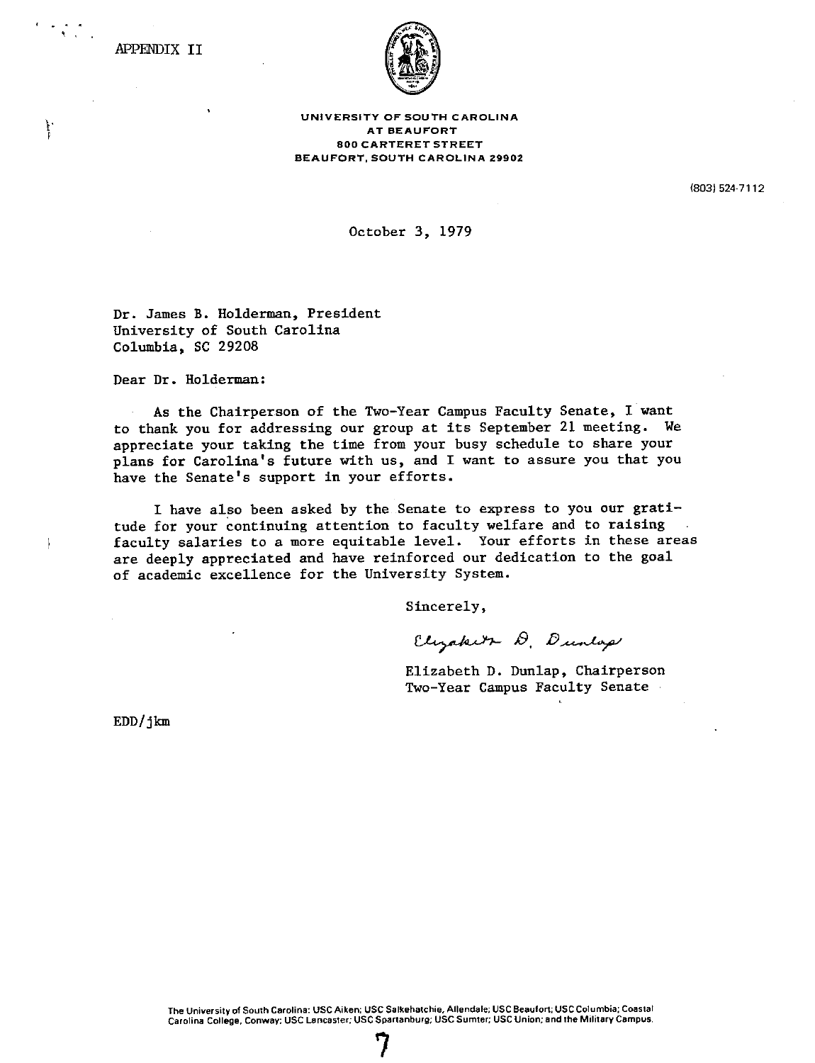APPENDIX II

UNIVERSITY OF SOUTH CAROLINA
AT BEAUFORT
800 CARTERET STREET
BEAUFORT, SOUTH CAROLINA 29902

(803) 524-7112

October 3, 1979

Dr. James B. Holderman, President
University of South Carolina
Columbia, SC 29208

Dear Dr. Holderman:

As the Chairperson of the Two-Year Campus Faculty Senate, I want to thank you for addressing our group at its September 21 meeting. We appreciate your taking the time from your busy schedule to share your plans for Carolina's future with us, and I want to assure you that you have the Senate's support in your efforts.

I have also been asked by the Senate to express to you our gratitude for your continuing attention to faculty welfare and to raising faculty salaries to a more equitable level. Your efforts in these areas are deeply appreciated and have reinforced our dedication to the goal of academic excellence for the University System.

Sincerely,

Elizabeth D. Dunlap

Elizabeth D. Dunlap, Chairperson
Two-Year Campus Faculty Senate

EDD/jkm

The University of South Carolina: USC Aiken; USC Salkehatchie, Allendale; USC Beaufort; USC Columbia; Coastal Carolina College, Conway; USC Lancaster; USC Spartanburg; USC Sumter; USC Union; and the Military Campus.